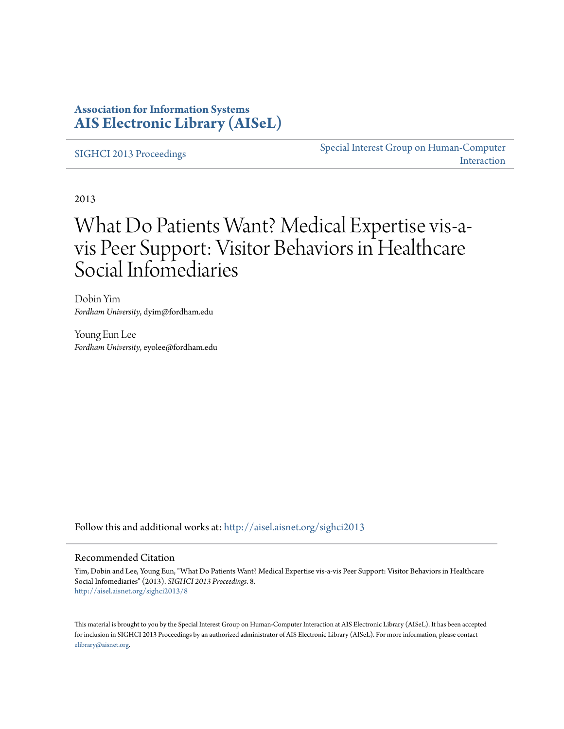**Association for Information Systems**
**AIS Electronic Library (AISeL)**

SIGHCI 2013 Proceedings | Special Interest Group on Human-Computer Interaction

2013

# What Do Patients Want? Medical Expertise vis-a-vis Peer Support: Visitor Behaviors in Healthcare Social Infomediaries

Dobin Yim
*Fordham University*, dyim@fordham.edu

Young Eun Lee
*Fordham University*, eyolee@fordham.edu

Follow this and additional works at: http://aisel.aisnet.org/sighci2013

## Recommended Citation

Yim, Dobin and Lee, Young Eun, "What Do Patients Want? Medical Expertise vis-a-vis Peer Support: Visitor Behaviors in Healthcare Social Infomediaries" (2013). *SIGHCI 2013 Proceedings*. 8.
http://aisel.aisnet.org/sighci2013/8

This material is brought to you by the Special Interest Group on Human-Computer Interaction at AIS Electronic Library (AISeL). It has been accepted for inclusion in SIGHCI 2013 Proceedings by an authorized administrator of AIS Electronic Library (AISeL). For more information, please contact elibrary@aisnet.org.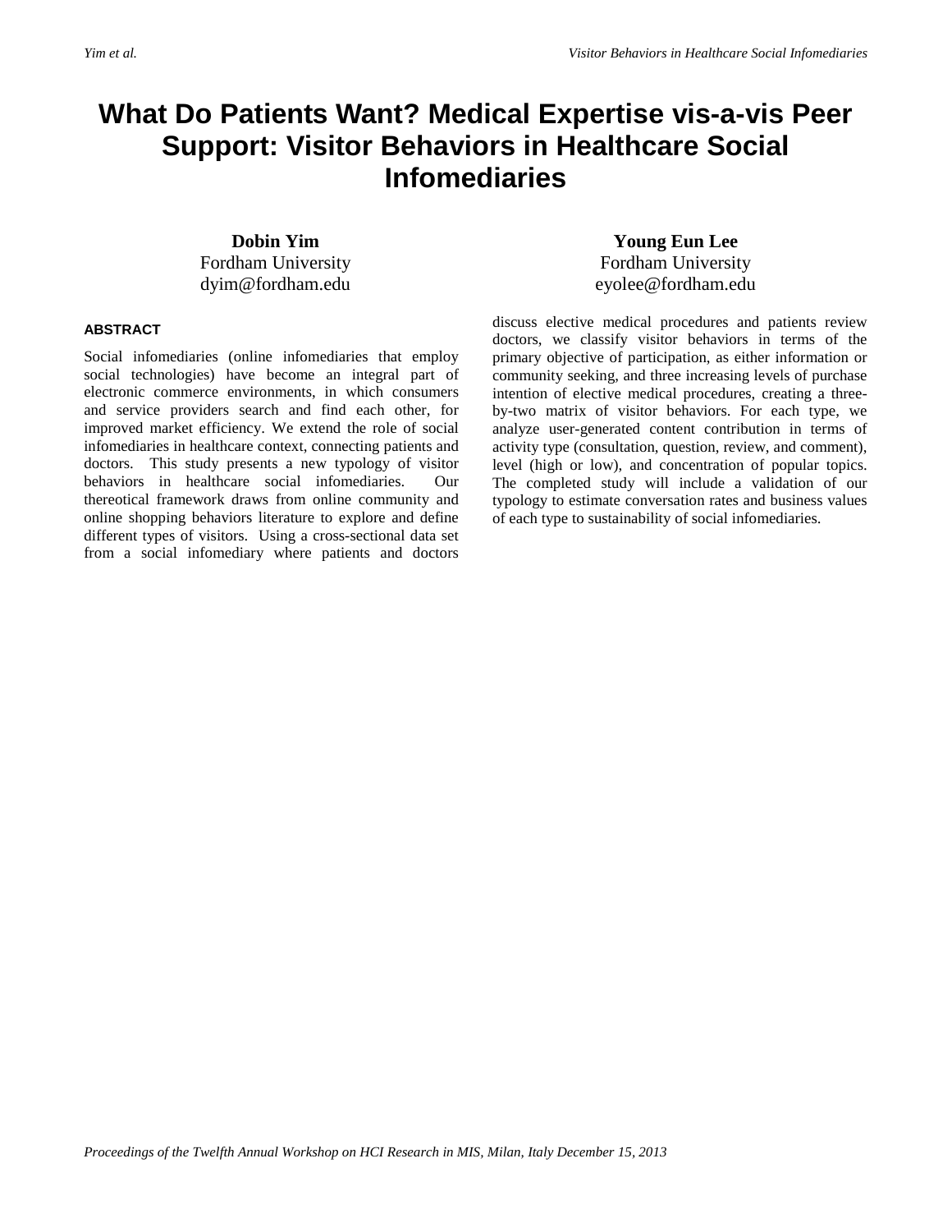# What Do Patients Want? Medical Expertise vis-a-vis Peer Support: Visitor Behaviors in Healthcare Social Infomediaries

**Dobin Yim**
Fordham University
dyim@fordham.edu

**Young Eun Lee**
Fordham University
eyolee@fordham.edu

### ABSTRACT

Social infomediaries (online infomediaries that employ social technologies) have become an integral part of electronic commerce environments, in which consumers and service providers search and find each other, for improved market efficiency. We extend the role of social infomediaries in healthcare context, connecting patients and doctors. This study presents a new typology of visitor behaviors in healthcare social infomediaries. Our thereotical framework draws from online community and online shopping behaviors literature to explore and define different types of visitors. Using a cross-sectional data set from a social infomediary where patients and doctors discuss elective medical procedures and patients review doctors, we classify visitor behaviors in terms of the primary objective of participation, as either information or community seeking, and three increasing levels of purchase intention of elective medical procedures, creating a three-by-two matrix of visitor behaviors. For each type, we analyze user-generated content contribution in terms of activity type (consultation, question, review, and comment), level (high or low), and concentration of popular topics. The completed study will include a validation of our typology to estimate conversation rates and business values of each type to sustainability of social infomediaries.